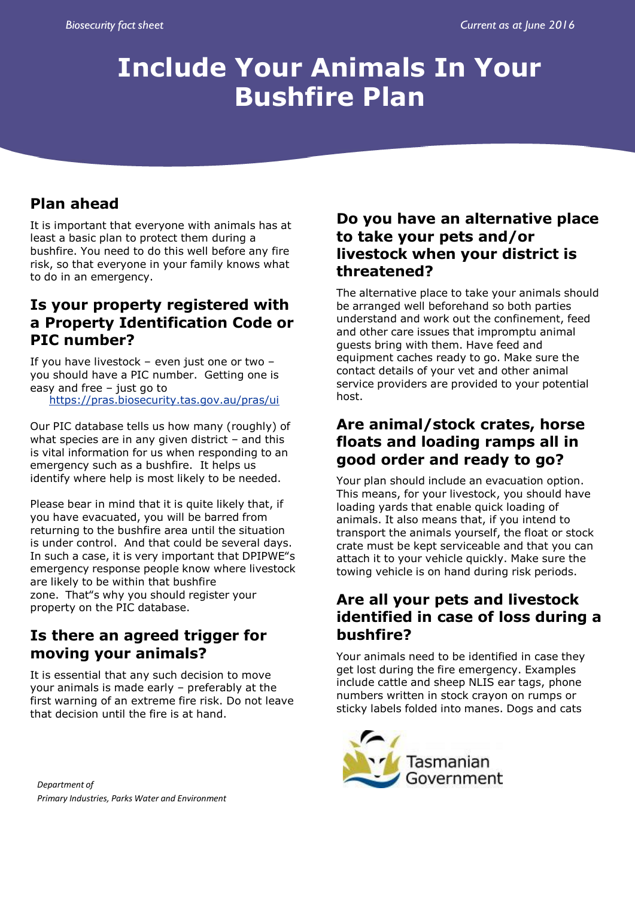# Include Your Animals In Your Bushfire Plan

## Plan ahead

It is important that everyone with animals has at least a basic plan to protect them during a bushfire. You need to do this well before any fire risk, so that everyone in your family knows what to do in an emergency.

## Is your property registered with a Property Identification Code or PIC number?

If you have livestock – even just one or two – you should have a PIC number. Getting one is easy and free – just go to https://pras.biosecurity.tas.gov.au/pras/ui

Our PIC database tells us how many (roughly) of what species are in any given district – and this is vital information for us when responding to an emergency such as a bushfire. It helps us identify where help is most likely to be needed.

Please bear in mind that it is quite likely that, if you have evacuated, you will be barred from returning to the bushfire area until the situation is under control. And that could be several days. In such a case, it is very important that DPIPWE"s emergency response people know where livestock are likely to be within that bushfire zone. That"s why you should register your property on the PIC database.

## Is there an agreed trigger for moving your animals?

It is essential that any such decision to move your animals is made early – preferably at the first warning of an extreme fire risk. Do not leave that decision until the fire is at hand.

## Do you have an alternative place to take your pets and/or livestock when your district is threatened?

The alternative place to take your animals should be arranged well beforehand so both parties understand and work out the confinement, feed and other care issues that impromptu animal guests bring with them. Have feed and equipment caches ready to go. Make sure the contact details of your vet and other animal service providers are provided to your potential host.

## Are animal/stock crates, horse floats and loading ramps all in good order and ready to go?

Your plan should include an evacuation option. This means, for your livestock, you should have loading yards that enable quick loading of animals. It also means that, if you intend to transport the animals yourself, the float or stock crate must be kept serviceable and that you can attach it to your vehicle quickly. Make sure the towing vehicle is on hand during risk periods.

## Are all your pets and livestock identified in case of loss during a bushfire?

Your animals need to be identified in case they get lost during the fire emergency. Examples include cattle and sheep NLIS ear tags, phone numbers written in stock crayon on rumps or sticky labels folded into manes. Dogs and cats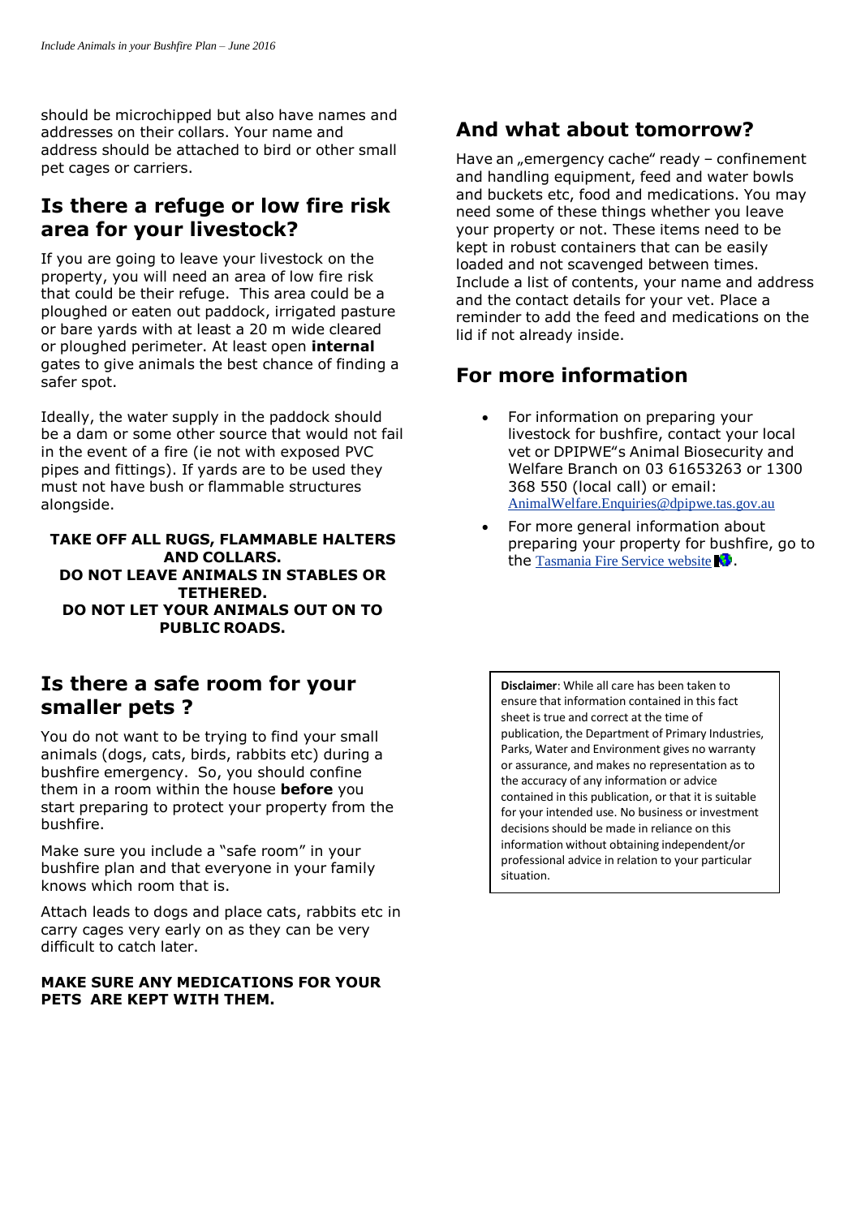should be microchipped but also have names and addresses on their collars. Your name and address should be attached to bird or other small pet cages or carriers.

## Is there a refuge or low fire risk area for your livestock?

If you are going to leave your livestock on the property, you will need an area of low fire risk that could be their refuge. This area could be a ploughed or eaten out paddock, irrigated pasture or bare yards with at least a 20 m wide cleared or ploughed perimeter. At least open **internal** gates to give animals the best chance of finding a safer spot.

Ideally, the water supply in the paddock should be a dam or some other source that would not fail in the event of a fire (ie not with exposed PVC pipes and fittings). If yards are to be used they must not have bush or flammable structures alongside.

**TAKE OFF ALL RUGS, FLAMMABLE HALTERS AND COLLARS.**
**DO NOT LEAVE ANIMALS IN STABLES OR TETHERED.**
**DO NOT LET YOUR ANIMALS OUT ON TO PUBLIC ROADS.**

## Is there a safe room for your smaller pets ?

You do not want to be trying to find your small animals (dogs, cats, birds, rabbits etc) during a bushfire emergency. So, you should confine them in a room within the house **before** you start preparing to protect your property from the bushfire.

Make sure you include a "safe room" in your bushfire plan and that everyone in your family knows which room that is.

Attach leads to dogs and place cats, rabbits etc in carry cages very early on as they can be very difficult to catch later.

**MAKE SURE ANY MEDICATIONS FOR YOUR PETS ARE KEPT WITH THEM.**

## And what about tomorrow?

Have an „emergency cache" ready – confinement and handling equipment, feed and water bowls and buckets etc, food and medications. You may need some of these things whether you leave your property or not. These items need to be kept in robust containers that can be easily loaded and not scavenged between times. Include a list of contents, your name and address and the contact details for your vet. Place a reminder to add the feed and medications on the lid if not already inside.

## For more information

- For information on preparing your livestock for bushfire, contact your local vet or DPIPWE"s Animal Biosecurity and Welfare Branch on 03 61653263 or 1300 368 550 (local call) or email: AnimalWelfare.Enquiries@dpipwe.tas.gov.au
- For more general information about preparing your property for bushfire, go to the Tasmania Fire Service website.

**Disclaimer**: While all care has been taken to ensure that information contained in this fact sheet is true and correct at the time of publication, the Department of Primary Industries, Parks, Water and Environment gives no warranty or assurance, and makes no representation as to the accuracy of any information or advice contained in this publication, or that it is suitable for your intended use. No business or investment decisions should be made in reliance on this information without obtaining independent/or professional advice in relation to your particular situation.